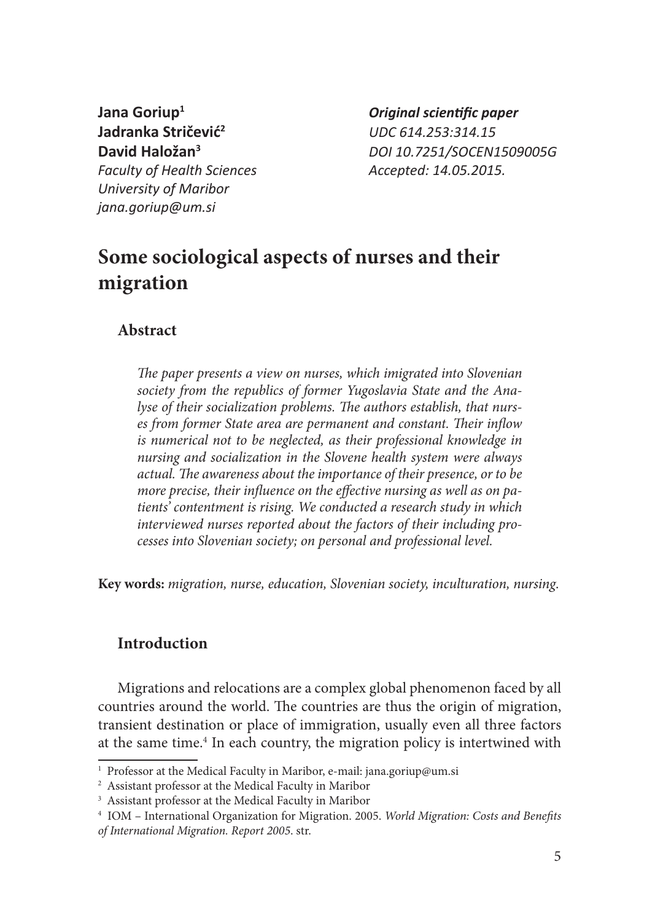**Jana Goriup**[1]
**Jadranka Stričević**[2]
**David Haložan**[3]
*Faculty of Health Sciences*
*University of Maribor*
*jana.goriup@um.si*

***Original scientific paper***
*UDC 614.253:314.15*
*DOI 10.7251/SOCEN1509005G*
*Accepted: 14.05.2015.*

# Some sociological aspects of nurses and their migration

## Abstract

*The paper presents a view on nurses, which imigrated into Slovenian society from the republics of former Yugoslavia State and the Analyse of their socialization problems. The authors establish, that nurses from former State area are permanent and constant. Their inflow is numerical not to be neglected, as their professional knowledge in nursing and socialization in the Slovene health system were always actual. The awareness about the importance of their presence, or to be more precise, their influence on the effective nursing as well as on patients' contentment is rising. We conducted a research study in which interviewed nurses reported about the factors of their including processes into Slovenian society; on personal and professional level.*

**Key words:** *migration, nurse, education, Slovenian society, inculturation, nursing.*

## Introduction

Migrations and relocations are a complex global phenomenon faced by all countries around the world. The countries are thus the origin of migration, transient destination or place of immigration, usually even all three factors at the same time.[4] In each country, the migration policy is intertwined with

---

[1] Professor at the Medical Faculty in Maribor, e-mail: jana.goriup@um.si

[2] Assistant professor at the Medical Faculty in Maribor

[3] Assistant professor at the Medical Faculty in Maribor

[4] IOM – International Organization for Migration. 2005. *World Migration: Costs and Benefits of International Migration. Report 2005*. str.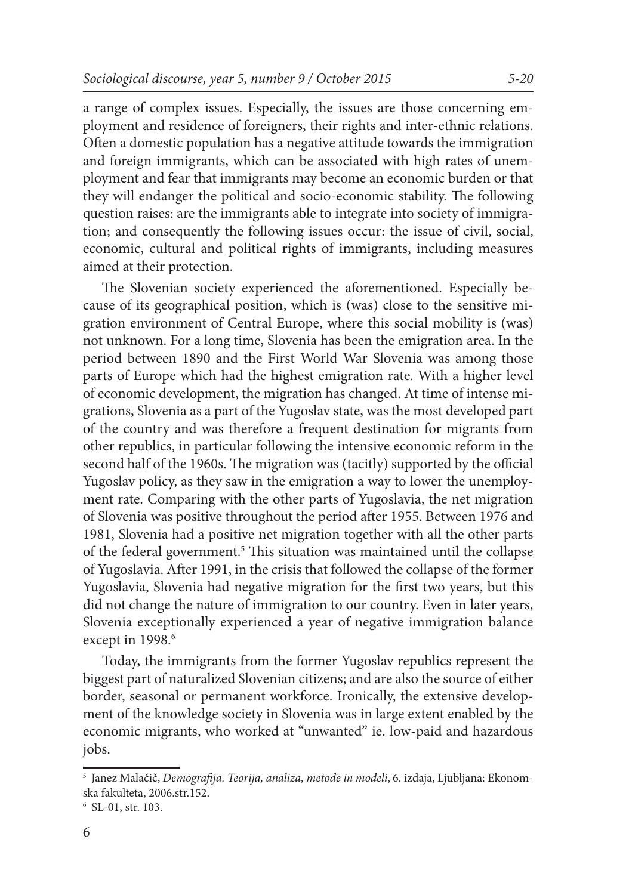a range of complex issues. Especially, the issues are those concerning employment and residence of foreigners, their rights and inter-ethnic relations. Often a domestic population has a negative attitude towards the immigration and foreign immigrants, which can be associated with high rates of unemployment and fear that immigrants may become an economic burden or that they will endanger the political and socio-economic stability. The following question raises: are the immigrants able to integrate into society of immigration; and consequently the following issues occur: the issue of civil, social, economic, cultural and political rights of immigrants, including measures aimed at their protection.

The Slovenian society experienced the aforementioned. Especially because of its geographical position, which is (was) close to the sensitive migration environment of Central Europe, where this social mobility is (was) not unknown. For a long time, Slovenia has been the emigration area. In the period between 1890 and the First World War Slovenia was among those parts of Europe which had the highest emigration rate. With a higher level of economic development, the migration has changed. At time of intense migrations, Slovenia as a part of the Yugoslav state, was the most developed part of the country and was therefore a frequent destination for migrants from other republics, in particular following the intensive economic reform in the second half of the 1960s. The migration was (tacitly) supported by the official Yugoslav policy, as they saw in the emigration a way to lower the unemployment rate. Comparing with the other parts of Yugoslavia, the net migration of Slovenia was positive throughout the period after 1955. Between 1976 and 1981, Slovenia had a positive net migration together with all the other parts of the federal government.[5] This situation was maintained until the collapse of Yugoslavia. After 1991, in the crisis that followed the collapse of the former Yugoslavia, Slovenia had negative migration for the first two years, but this did not change the nature of immigration to our country. Even in later years, Slovenia exceptionally experienced a year of negative immigration balance except in 1998.[6]

Today, the immigrants from the former Yugoslav republics represent the biggest part of naturalized Slovenian citizens; and are also the source of either border, seasonal or permanent workforce. Ironically, the extensive development of the knowledge society in Slovenia was in large extent enabled by the economic migrants, who worked at "unwanted" ie. low-paid and hazardous jobs.

---

[5] Janez Malačič, *Demografija. Teorija, analiza, metode in modeli*, 6. izdaja, Ljubljana: Ekonomska fakulteta, 2006.str.152.

[6] SL-01, str. 103.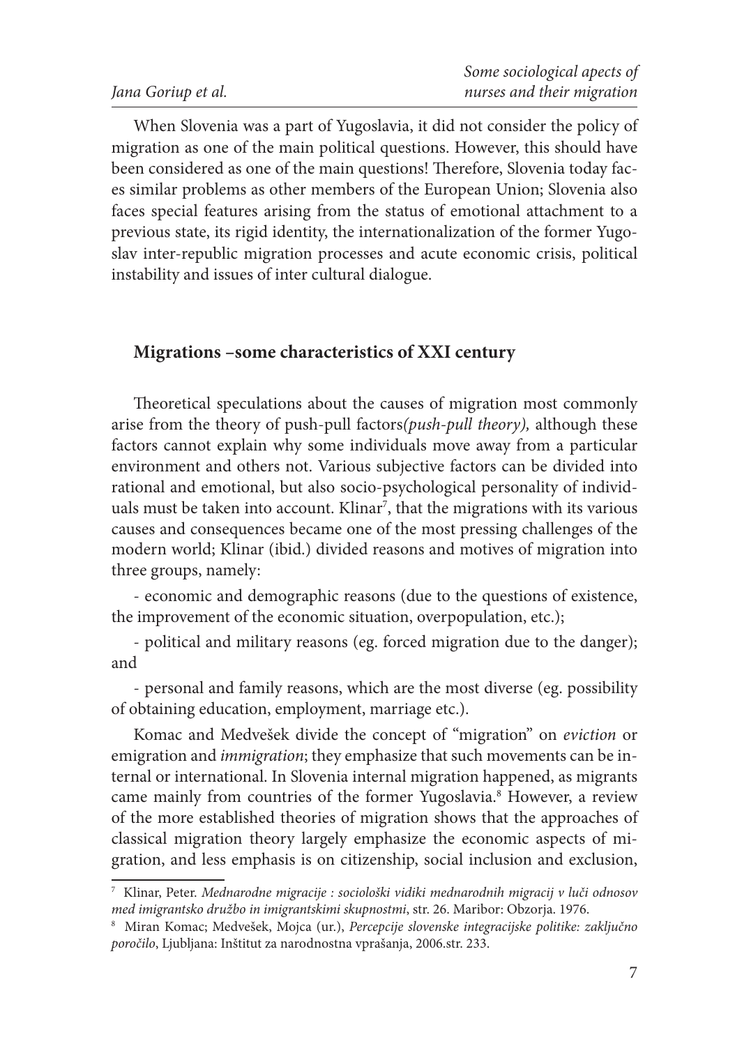When Slovenia was a part of Yugoslavia, it did not consider the policy of migration as one of the main political questions. However, this should have been considered as one of the main questions! Therefore, Slovenia today faces similar problems as other members of the European Union; Slovenia also faces special features arising from the status of emotional attachment to a previous state, its rigid identity, the internationalization of the former Yugoslav inter-republic migration processes and acute economic crisis, political instability and issues of inter cultural dialogue.

## Migrations –some characteristics of XXI century

Theoretical speculations about the causes of migration most commonly arise from the theory of push-pull factors*(push-pull theory),* although these factors cannot explain why some individuals move away from a particular environment and others not. Various subjective factors can be divided into rational and emotional, but also socio-psychological personality of individuals must be taken into account. Klinar[7], that the migrations with its various causes and consequences became one of the most pressing challenges of the modern world; Klinar (ibid.) divided reasons and motives of migration into three groups, namely:

- economic and demographic reasons (due to the questions of existence, the improvement of the economic situation, overpopulation, etc.);
- political and military reasons (eg. forced migration due to the danger); and
- personal and family reasons, which are the most diverse (eg. possibility of obtaining education, employment, marriage etc.).

Komac and Medvešek divide the concept of "migration" on *eviction* or emigration and *immigration*; they emphasize that such movements can be internal or international. In Slovenia internal migration happened, as migrants came mainly from countries of the former Yugoslavia.[8] However, a review of the more established theories of migration shows that the approaches of classical migration theory largely emphasize the economic aspects of migration, and less emphasis is on citizenship, social inclusion and exclusion,

---

[7] Klinar, Peter. *Mednarodne migracije : sociološki vidiki mednarodnih migracij v luči odnosov med imigrantsko družbo in imigrantskimi skupnostmi*, str. 26. Maribor: Obzorja. 1976.

[8] Miran Komac; Medvešek, Mojca (ur.), *Percepcije slovenske integracijske politike: zaključno poročilo*, Ljubljana: Inštitut za narodnostna vprašanja, 2006.str. 233.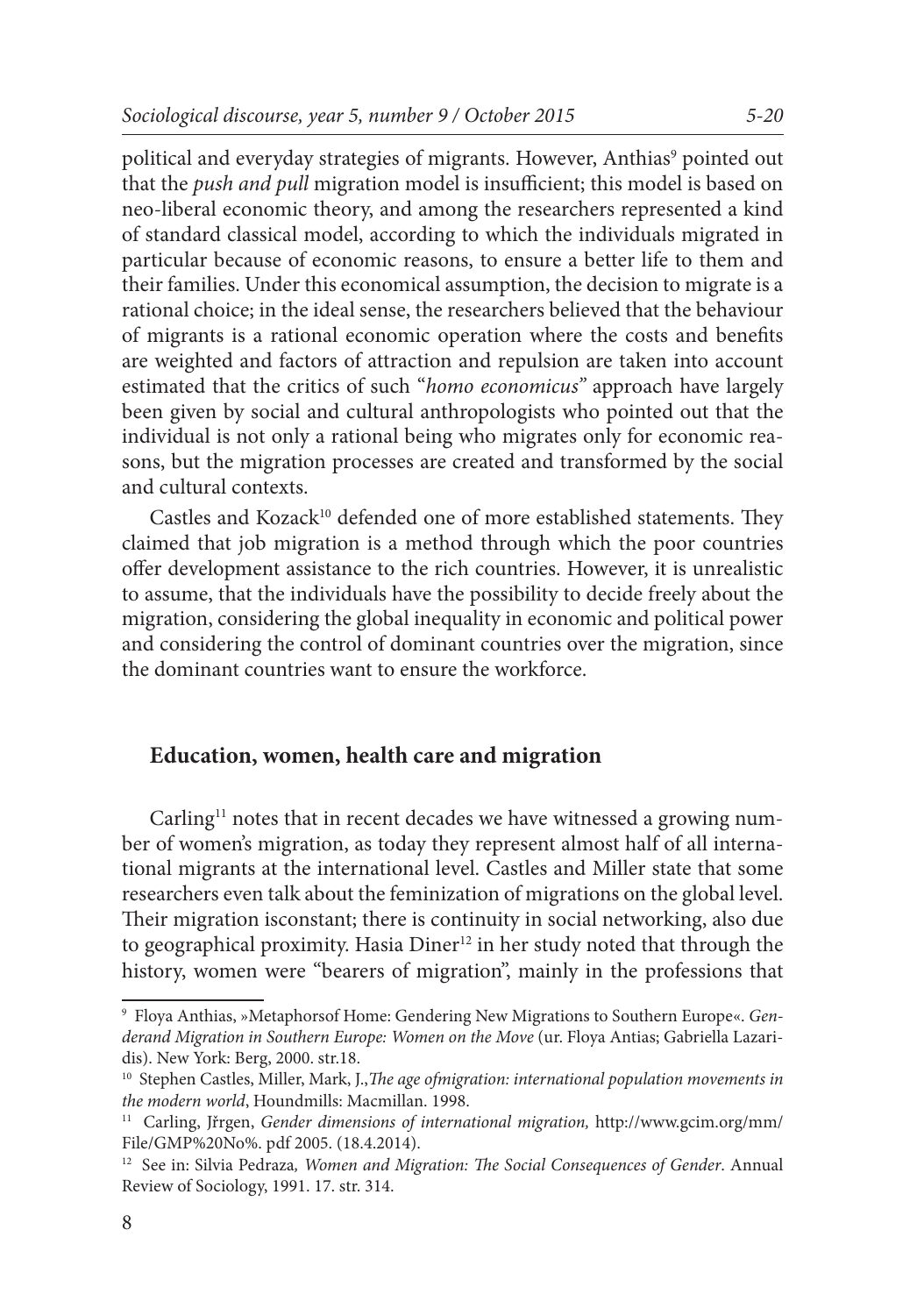political and everyday strategies of migrants. However, Anthias[9] pointed out that the *push and pull* migration model is insufficient; this model is based on neo-liberal economic theory, and among the researchers represented a kind of standard classical model, according to which the individuals migrated in particular because of economic reasons, to ensure a better life to them and their families. Under this economical assumption, the decision to migrate is a rational choice; in the ideal sense, the researchers believed that the behaviour of migrants is a rational economic operation where the costs and benefits are weighted and factors of attraction and repulsion are taken into account estimated that the critics of such "*homo economicus*" approach have largely been given by social and cultural anthropologists who pointed out that the individual is not only a rational being who migrates only for economic reasons, but the migration processes are created and transformed by the social and cultural contexts.

Castles and Kozack[10] defended one of more established statements. They claimed that job migration is a method through which the poor countries offer development assistance to the rich countries. However, it is unrealistic to assume, that the individuals have the possibility to decide freely about the migration, considering the global inequality in economic and political power and considering the control of dominant countries over the migration, since the dominant countries want to ensure the workforce.

## Education, women, health care and migration

Carling[11] notes that in recent decades we have witnessed a growing number of women's migration, as today they represent almost half of all international migrants at the international level. Castles and Miller state that some researchers even talk about the feminization of migrations on the global level. Their migration isconstant; there is continuity in social networking, also due to geographical proximity. Hasia Diner[12] in her study noted that through the history, women were "bearers of migration", mainly in the professions that

---

[9] Floya Anthias, »Metaphorsof Home: Gendering New Migrations to Southern Europe«. *Genderand Migration in Southern Europe: Women on the Move* (ur. Floya Antias; Gabriella Lazaridis). New York: Berg, 2000. str.18.

[10] Stephen Castles, Miller, Mark, J.,*The age ofmigration: international population movements in the modern world*, Houndmills: Macmillan. 1998.

[11] Carling, Jřrgen, *Gender dimensions of international migration,* http://www.gcim.org/mm/File/GMP%20No%. pdf 2005. (18.4.2014).

[12] See in: Silvia Pedraza*, Women and Migration: The Social Consequences of Gender*. Annual Review of Sociology, 1991. 17. str. 314.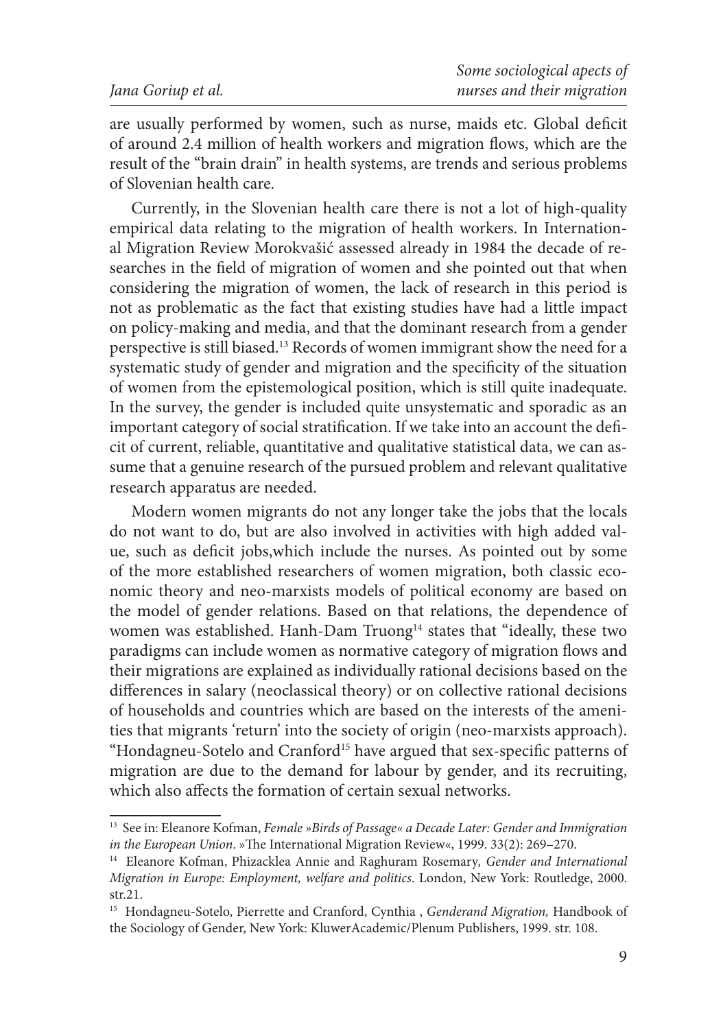are usually performed by women, such as nurse, maids etc. Global deficit of around 2.4 million of health workers and migration flows, which are the result of the "brain drain" in health systems, are trends and serious problems of Slovenian health care.

Currently, in the Slovenian health care there is not a lot of high-quality empirical data relating to the migration of health workers. In International Migration Review Morokvašić assessed already in 1984 the decade of researches in the field of migration of women and she pointed out that when considering the migration of women, the lack of research in this period is not as problematic as the fact that existing studies have had a little impact on policy-making and media, and that the dominant research from a gender perspective is still biased.[13] Records of women immigrant show the need for a systematic study of gender and migration and the specificity of the situation of women from the epistemological position, which is still quite inadequate. In the survey, the gender is included quite unsystematic and sporadic as an important category of social stratification. If we take into an account the deficit of current, reliable, quantitative and qualitative statistical data, we can assume that a genuine research of the pursued problem and relevant qualitative research apparatus are needed.

Modern women migrants do not any longer take the jobs that the locals do not want to do, but are also involved in activities with high added value, such as deficit jobs,which include the nurses. As pointed out by some of the more established researchers of women migration, both classic economic theory and neo-marxists models of political economy are based on the model of gender relations. Based on that relations, the dependence of women was established. Hanh-Dam Truong[14] states that "ideally, these two paradigms can include women as normative category of migration flows and their migrations are explained as individually rational decisions based on the differences in salary (neoclassical theory) or on collective rational decisions of households and countries which are based on the interests of the amenities that migrants 'return' into the society of origin (neo-marxists approach). "Hondagneu-Sotelo and Cranford[15] have argued that sex-specific patterns of migration are due to the demand for labour by gender, and its recruiting, which also affects the formation of certain sexual networks.

---

[13] See in: Eleanore Kofman, *Female »Birds of Passage« a Decade Later: Gender and Immigration in the European Union*. »The International Migration Review«, 1999. 33(2): 269–270.

[14] Eleanore Kofman, Phizacklea Annie and Raghuram Rosemary, *Gender and International Migration in Europe: Employment, welfare and politics*. London, New York: Routledge, 2000. str.21.

[15] Hondagneu-Sotelo, Pierrette and Cranford, Cynthia , *Genderand Migration,* Handbook of the Sociology of Gender, New York: KluwerAcademic/Plenum Publishers, 1999. str. 108.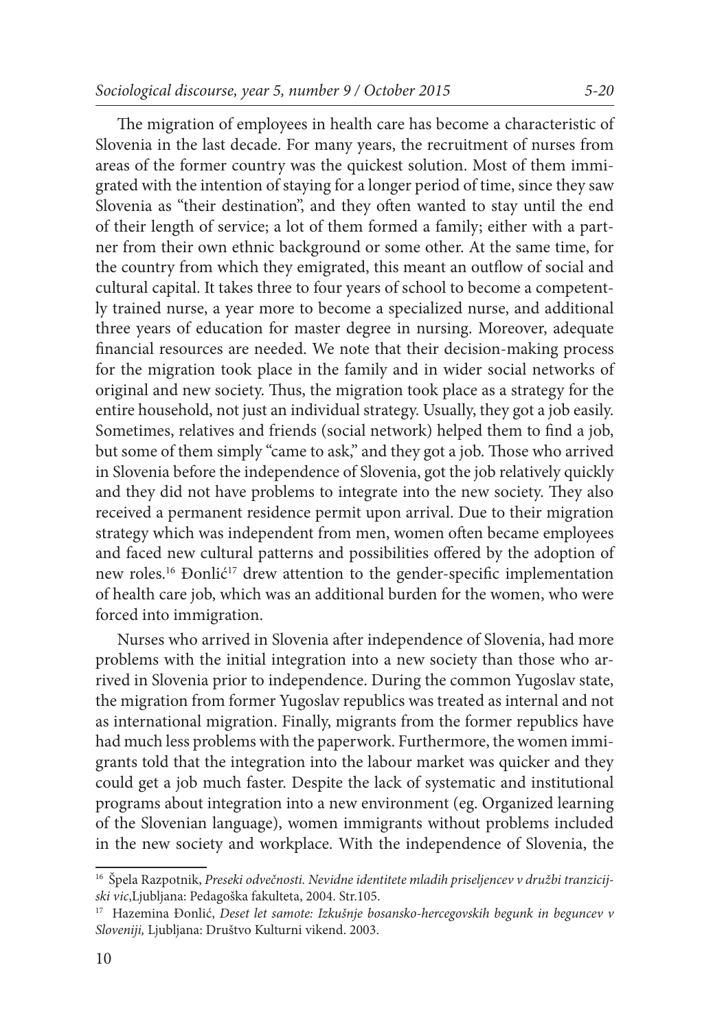The migration of employees in health care has become a characteristic of Slovenia in the last decade. For many years, the recruitment of nurses from areas of the former country was the quickest solution. Most of them immigrated with the intention of staying for a longer period of time, since they saw Slovenia as "their destination", and they often wanted to stay until the end of their length of service; a lot of them formed a family; either with a partner from their own ethnic background or some other. At the same time, for the country from which they emigrated, this meant an outflow of social and cultural capital. It takes three to four years of school to become a competently trained nurse, a year more to become a specialized nurse, and additional three years of education for master degree in nursing. Moreover, adequate financial resources are needed. We note that their decision-making process for the migration took place in the family and in wider social networks of original and new society. Thus, the migration took place as a strategy for the entire household, not just an individual strategy. Usually, they got a job easily. Sometimes, relatives and friends (social network) helped them to find a job, but some of them simply "came to ask," and they got a job. Those who arrived in Slovenia before the independence of Slovenia, got the job relatively quickly and they did not have problems to integrate into the new society. They also received a permanent residence permit upon arrival. Due to their migration strategy which was independent from men, women often became employees and faced new cultural patterns and possibilities offered by the adoption of new roles.[16] Đonlić[17] drew attention to the gender-specific implementation of health care job, which was an additional burden for the women, who were forced into immigration.

Nurses who arrived in Slovenia after independence of Slovenia, had more problems with the initial integration into a new society than those who arrived in Slovenia prior to independence. During the common Yugoslav state, the migration from former Yugoslav republics was treated as internal and not as international migration. Finally, migrants from the former republics have had much less problems with the paperwork. Furthermore, the women immigrants told that the integration into the labour market was quicker and they could get a job much faster. Despite the lack of systematic and institutional programs about integration into a new environment (eg. Organized learning of the Slovenian language), women immigrants without problems included in the new society and workplace. With the independence of Slovenia, the

---

[16] Špela Razpotnik, *Preseki odvečnosti. Nevidne identitete mladih priseljencev v družbi tranzicijski vic*,Ljubljana: Pedagoška fakulteta, 2004. Str.105.

[17] Hazemina Đonlić, *Deset let samote: Izkušnje bosansko-hercegovskih begunk in beguncev v Sloveniji,* Ljubljana: Društvo Kulturni vikend. 2003.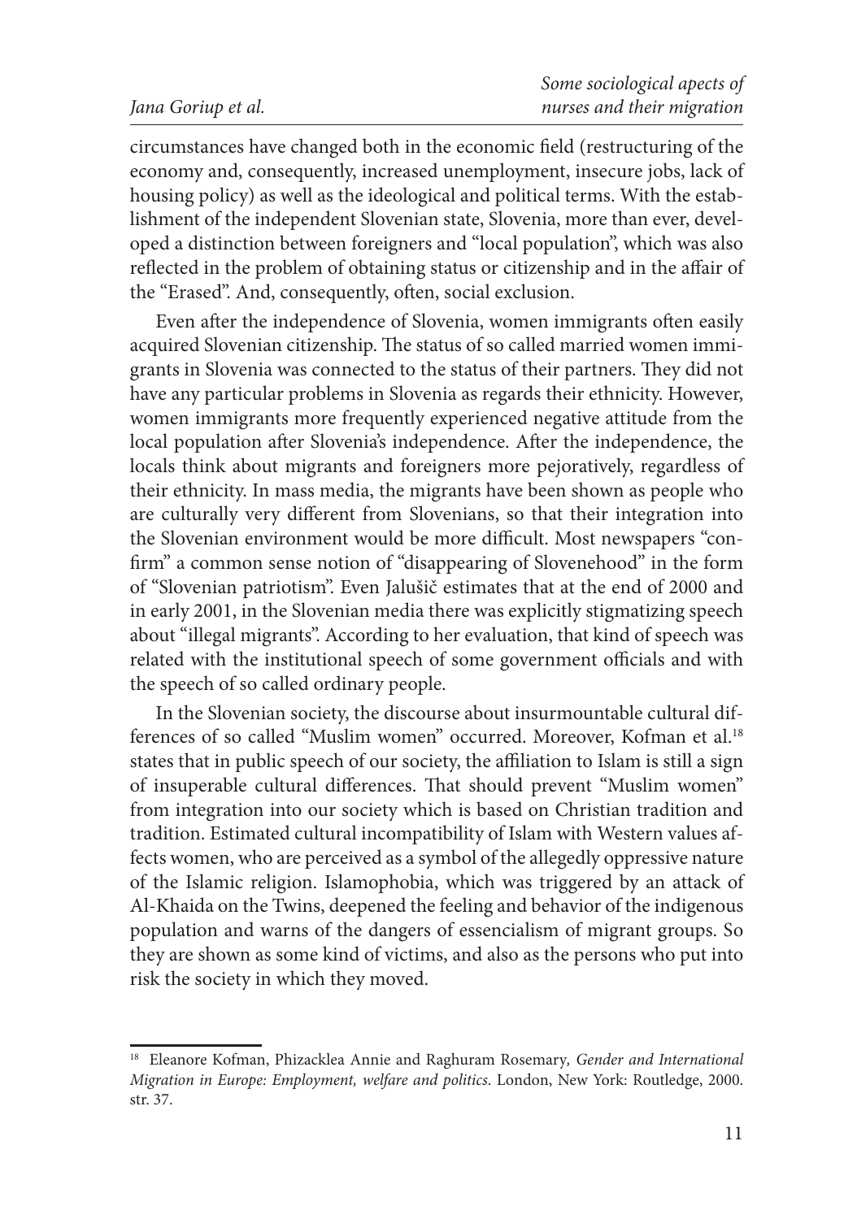circumstances have changed both in the economic field (restructuring of the economy and, consequently, increased unemployment, insecure jobs, lack of housing policy) as well as the ideological and political terms. With the establishment of the independent Slovenian state, Slovenia, more than ever, developed a distinction between foreigners and "local population", which was also reflected in the problem of obtaining status or citizenship and in the affair of the "Erased". And, consequently, often, social exclusion.

Even after the independence of Slovenia, women immigrants often easily acquired Slovenian citizenship. The status of so called married women immigrants in Slovenia was connected to the status of their partners. They did not have any particular problems in Slovenia as regards their ethnicity. However, women immigrants more frequently experienced negative attitude from the local population after Slovenia's independence. After the independence, the locals think about migrants and foreigners more pejoratively, regardless of their ethnicity. In mass media, the migrants have been shown as people who are culturally very different from Slovenians, so that their integration into the Slovenian environment would be more difficult. Most newspapers "confirm" a common sense notion of "disappearing of Slovenehood" in the form of "Slovenian patriotism". Even Jalušič estimates that at the end of 2000 and in early 2001, in the Slovenian media there was explicitly stigmatizing speech about "illegal migrants". According to her evaluation, that kind of speech was related with the institutional speech of some government officials and with the speech of so called ordinary people.

In the Slovenian society, the discourse about insurmountable cultural differences of so called "Muslim women" occurred. Moreover, Kofman et al.[18] states that in public speech of our society, the affiliation to Islam is still a sign of insuperable cultural differences. That should prevent "Muslim women" from integration into our society which is based on Christian tradition and tradition. Estimated cultural incompatibility of Islam with Western values affects women, who are perceived as a symbol of the allegedly oppressive nature of the Islamic religion. Islamophobia, which was triggered by an attack of Al-Khaida on the Twins, deepened the feeling and behavior of the indigenous population and warns of the dangers of essencialism of migrant groups. So they are shown as some kind of victims, and also as the persons who put into risk the society in which they moved.

---

[18] Eleanore Kofman, Phizacklea Annie and Raghuram Rosemary, *Gender and International Migration in Europe: Employment, welfare and politics*. London, New York: Routledge, 2000. str. 37.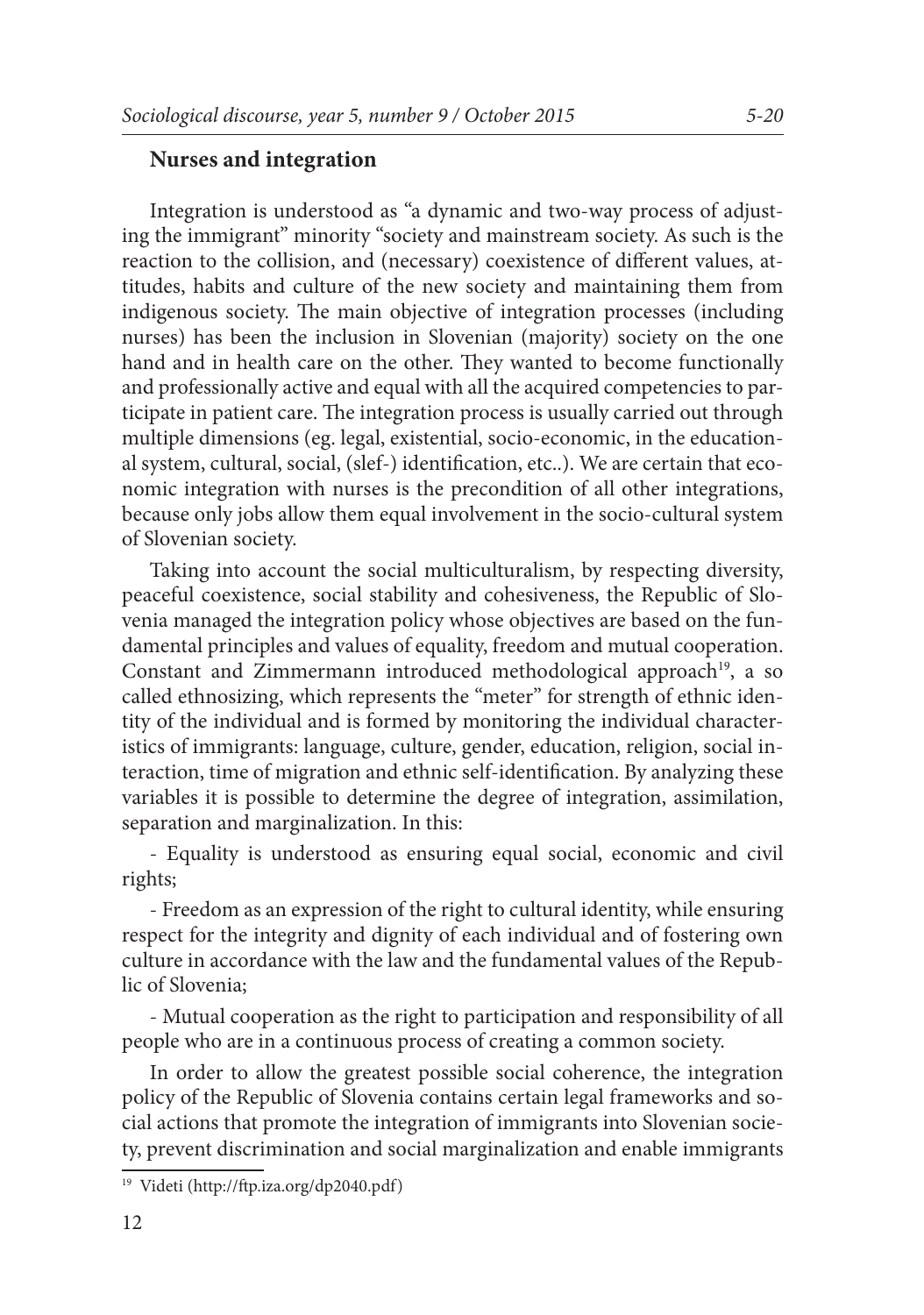## Nurses and integration

Integration is understood as "a dynamic and two-way process of adjusting the immigrant" minority "society and mainstream society. As such is the reaction to the collision, and (necessary) coexistence of different values, attitudes, habits and culture of the new society and maintaining them from indigenous society. The main objective of integration processes (including nurses) has been the inclusion in Slovenian (majority) society on the one hand and in health care on the other. They wanted to become functionally and professionally active and equal with all the acquired competencies to participate in patient care. The integration process is usually carried out through multiple dimensions (eg. legal, existential, socio-economic, in the educational system, cultural, social, (slef-) identification, etc..). We are certain that economic integration with nurses is the precondition of all other integrations, because only jobs allow them equal involvement in the socio-cultural system of Slovenian society.

Taking into account the social multiculturalism, by respecting diversity, peaceful coexistence, social stability and cohesiveness, the Republic of Slovenia managed the integration policy whose objectives are based on the fundamental principles and values of equality, freedom and mutual cooperation. Constant and Zimmermann introduced methodological approach[19], a so called ethnosizing, which represents the "meter" for strength of ethnic identity of the individual and is formed by monitoring the individual characteristics of immigrants: language, culture, gender, education, religion, social interaction, time of migration and ethnic self-identification. By analyzing these variables it is possible to determine the degree of integration, assimilation, separation and marginalization. In this:

- Equality is understood as ensuring equal social, economic and civil rights;

- Freedom as an expression of the right to cultural identity, while ensuring respect for the integrity and dignity of each individual and of fostering own culture in accordance with the law and the fundamental values of the Republic of Slovenia;

- Mutual cooperation as the right to participation and responsibility of all people who are in a continuous process of creating a common society.

In order to allow the greatest possible social coherence, the integration policy of the Republic of Slovenia contains certain legal frameworks and social actions that promote the integration of immigrants into Slovenian society, prevent discrimination and social marginalization and enable immigrants

[19] Videti (http://ftp.iza.org/dp2040.pdf)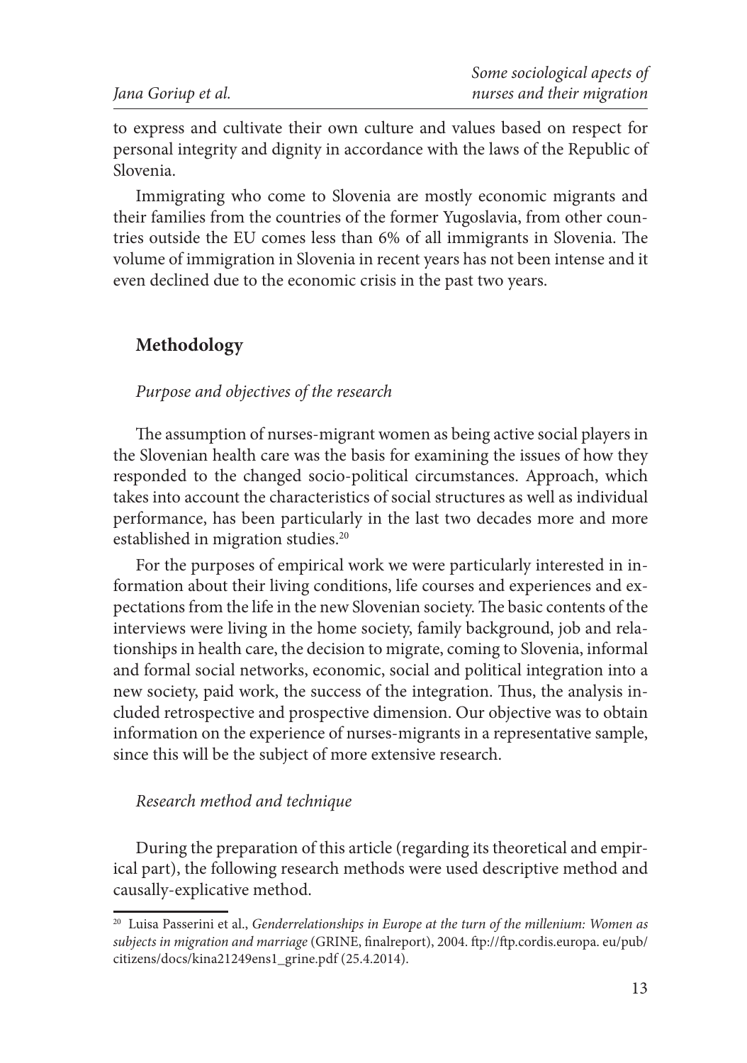to express and cultivate their own culture and values based on respect for personal integrity and dignity in accordance with the laws of the Republic of Slovenia.

Immigrating who come to Slovenia are mostly economic migrants and their families from the countries of the former Yugoslavia, from other countries outside the EU comes less than 6% of all immigrants in Slovenia. The volume of immigration in Slovenia in recent years has not been intense and it even declined due to the economic crisis in the past two years.

## Methodology

*Purpose and objectives of the research*

The assumption of nurses-migrant women as being active social players in the Slovenian health care was the basis for examining the issues of how they responded to the changed socio-political circumstances. Approach, which takes into account the characteristics of social structures as well as individual performance, has been particularly in the last two decades more and more established in migration studies.[20]

For the purposes of empirical work we were particularly interested in information about their living conditions, life courses and experiences and expectations from the life in the new Slovenian society. The basic contents of the interviews were living in the home society, family background, job and relationships in health care, the decision to migrate, coming to Slovenia, informal and formal social networks, economic, social and political integration into a new society, paid work, the success of the integration. Thus, the analysis included retrospective and prospective dimension. Our objective was to obtain information on the experience of nurses-migrants in a representative sample, since this will be the subject of more extensive research.

*Research method and technique*

During the preparation of this article (regarding its theoretical and empirical part), the following research methods were used descriptive method and causally-explicative method.

---

[20] Luisa Passerini et al., *Genderrelationships in Europe at the turn of the millenium: Women as subjects in migration and marriage* (GRINE, finalreport), 2004. ftp://ftp.cordis.europa. eu/pub/citizens/docs/kina21249ens1_grine.pdf (25.4.2014).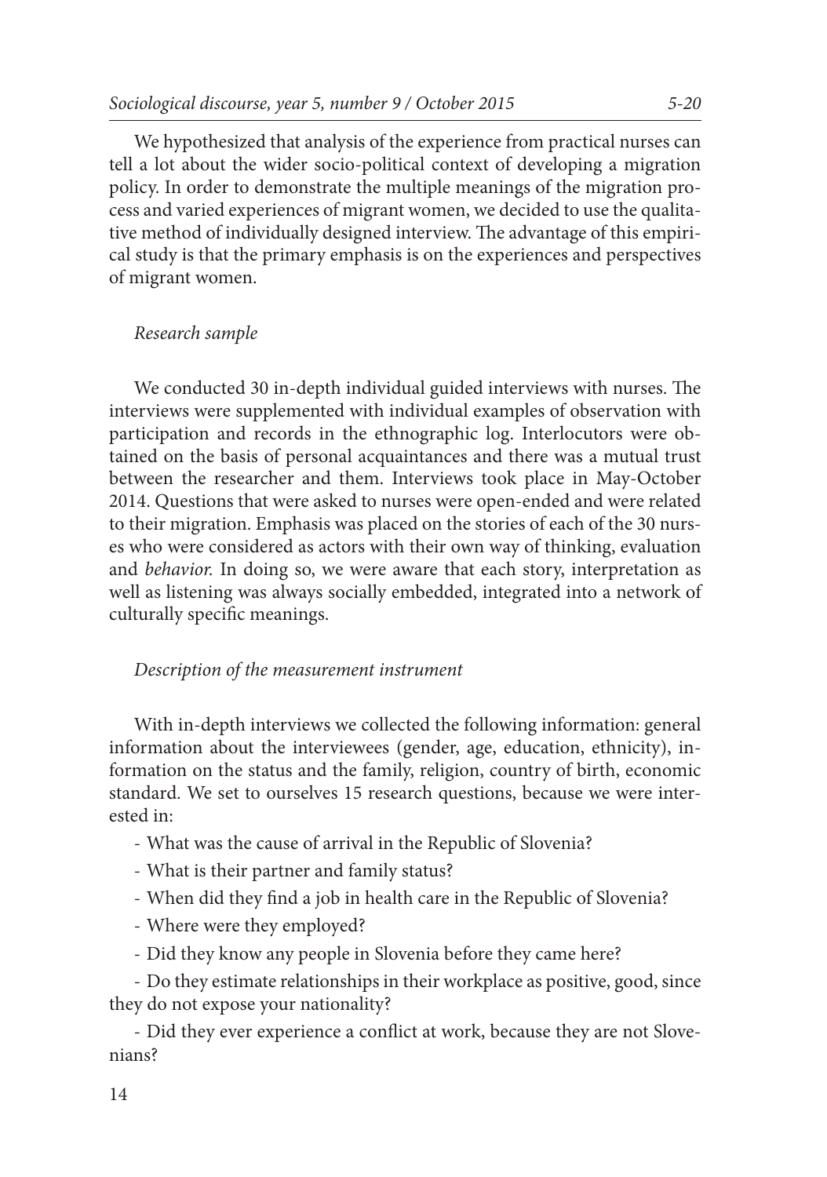We hypothesized that analysis of the experience from practical nurses can tell a lot about the wider socio-political context of developing a migration policy. In order to demonstrate the multiple meanings of the migration process and varied experiences of migrant women, we decided to use the qualitative method of individually designed interview. The advantage of this empirical study is that the primary emphasis is on the experiences and perspectives of migrant women.

*Research sample*

We conducted 30 in-depth individual guided interviews with nurses. The interviews were supplemented with individual examples of observation with participation and records in the ethnographic log. Interlocutors were obtained on the basis of personal acquaintances and there was a mutual trust between the researcher and them. Interviews took place in May-October 2014. Questions that were asked to nurses were open-ended and were related to their migration. Emphasis was placed on the stories of each of the 30 nurses who were considered as actors with their own way of thinking, evaluation and *behavior*. In doing so, we were aware that each story, interpretation as well as listening was always socially embedded, integrated into a network of culturally specific meanings.

*Description of the measurement instrument*

With in-depth interviews we collected the following information: general information about the interviewees (gender, age, education, ethnicity), information on the status and the family, religion, country of birth, economic standard. We set to ourselves 15 research questions, because we were interested in:

- What was the cause of arrival in the Republic of Slovenia?
- What is their partner and family status?
- When did they find a job in health care in the Republic of Slovenia?
- Where were they employed?
- Did they know any people in Slovenia before they came here?
- Do they estimate relationships in their workplace as positive, good, since they do not expose your nationality?
- Did they ever experience a conflict at work, because they are not Slovenians?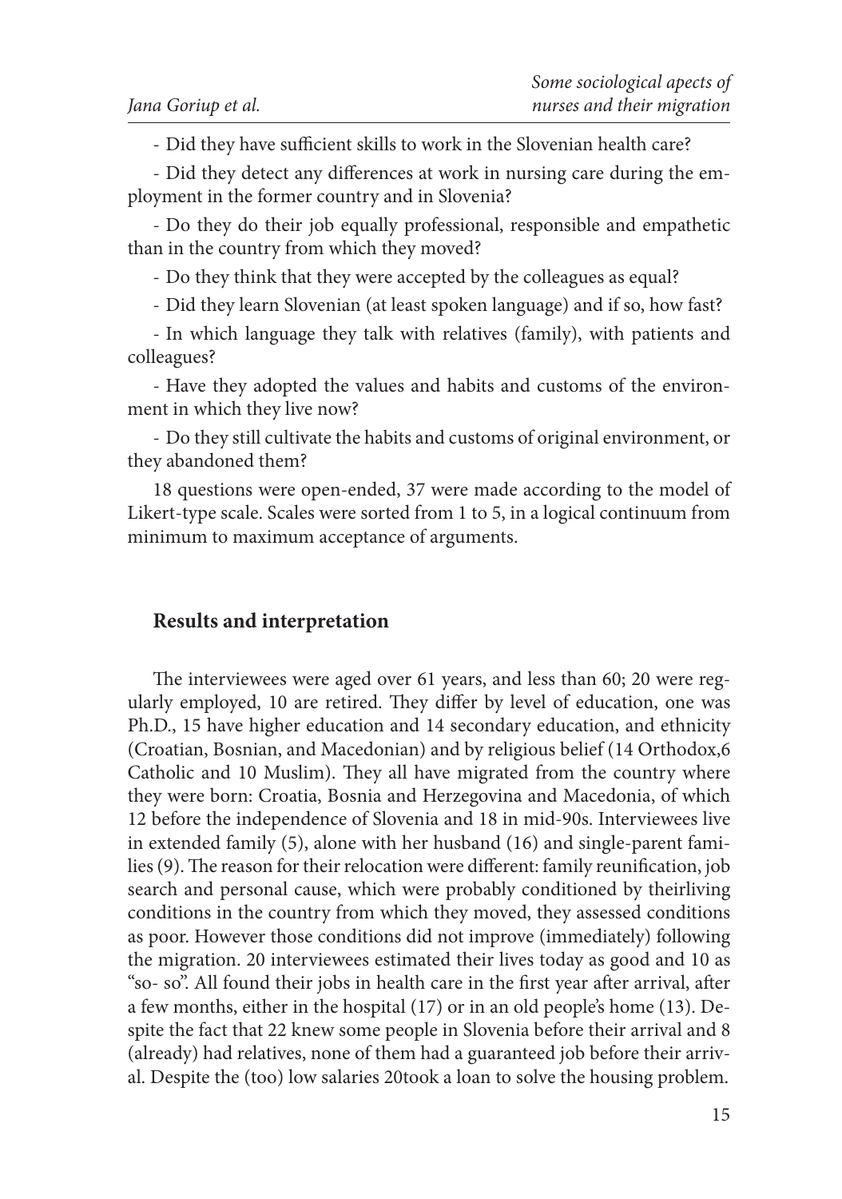- Did they have sufficient skills to work in the Slovenian health care?

- Did they detect any differences at work in nursing care during the employment in the former country and in Slovenia?

- Do they do their job equally professional, responsible and empathetic than in the country from which they moved?

- Do they think that they were accepted by the colleagues as equal?

- Did they learn Slovenian (at least spoken language) and if so, how fast?

- In which language they talk with relatives (family), with patients and colleagues?

- Have they adopted the values and habits and customs of the environment in which they live now?

- Do they still cultivate the habits and customs of original environment, or they abandoned them?

18 questions were open-ended, 37 were made according to the model of Likert-type scale. Scales were sorted from 1 to 5, in a logical continuum from minimum to maximum acceptance of arguments.

## Results and interpretation

The interviewees were aged over 61 years, and less than 60; 20 were regularly employed, 10 are retired. They differ by level of education, one was Ph.D., 15 have higher education and 14 secondary education, and ethnicity (Croatian, Bosnian, and Macedonian) and by religious belief (14 Orthodox,6 Catholic and 10 Muslim). They all have migrated from the country where they were born: Croatia, Bosnia and Herzegovina and Macedonia, of which 12 before the independence of Slovenia and 18 in mid-90s. Interviewees live in extended family (5), alone with her husband (16) and single-parent families (9). The reason for their relocation were different: family reunification, job search and personal cause, which were probably conditioned by theirliving conditions in the country from which they moved, they assessed conditions as poor. However those conditions did not improve (immediately) following the migration. 20 interviewees estimated their lives today as good and 10 as "so- so". All found their jobs in health care in the first year after arrival, after a few months, either in the hospital (17) or in an old people's home (13). Despite the fact that 22 knew some people in Slovenia before their arrival and 8 (already) had relatives, none of them had a guaranteed job before their arrival. Despite the (too) low salaries 20took a loan to solve the housing problem.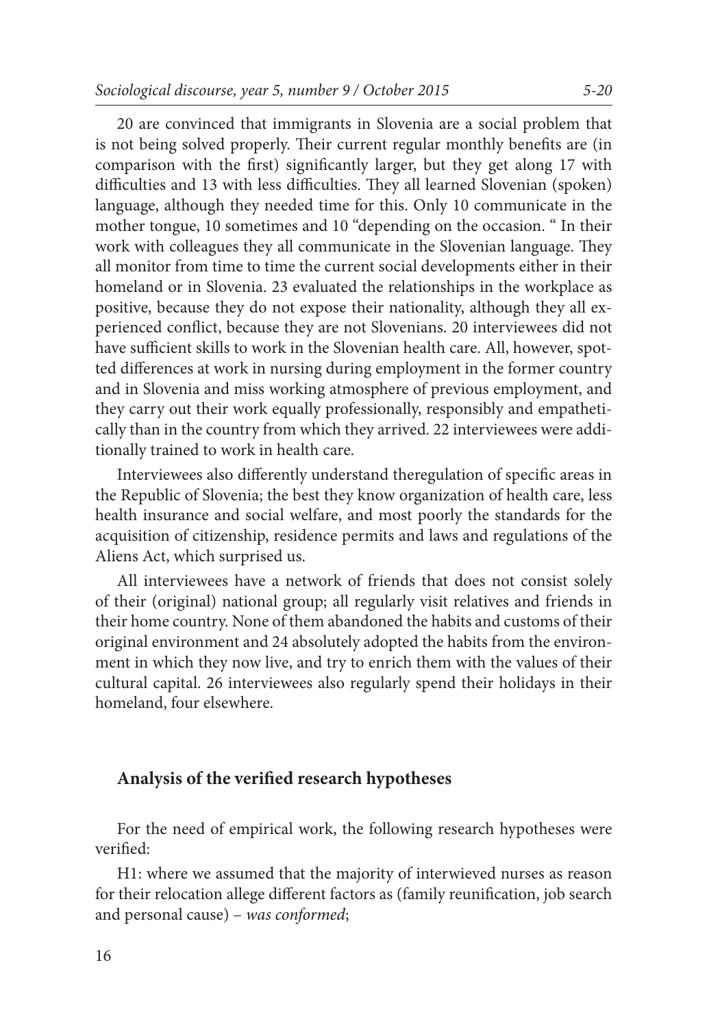20 are convinced that immigrants in Slovenia are a social problem that is not being solved properly. Their current regular monthly benefits are (in comparison with the first) significantly larger, but they get along 17 with difficulties and 13 with less difficulties. They all learned Slovenian (spoken) language, although they needed time for this. Only 10 communicate in the mother tongue, 10 sometimes and 10 "depending on the occasion. " In their work with colleagues they all communicate in the Slovenian language. They all monitor from time to time the current social developments either in their homeland or in Slovenia. 23 evaluated the relationships in the workplace as positive, because they do not expose their nationality, although they all experienced conflict, because they are not Slovenians. 20 interviewees did not have sufficient skills to work in the Slovenian health care. All, however, spotted differences at work in nursing during employment in the former country and in Slovenia and miss working atmosphere of previous employment, and they carry out their work equally professionally, responsibly and empathetically than in the country from which they arrived. 22 interviewees were additionally trained to work in health care.

Interviewees also differently understand theregulation of specific areas in the Republic of Slovenia; the best they know organization of health care, less health insurance and social welfare, and most poorly the standards for the acquisition of citizenship, residence permits and laws and regulations of the Aliens Act, which surprised us.

All interviewees have a network of friends that does not consist solely of their (original) national group; all regularly visit relatives and friends in their home country. None of them abandoned the habits and customs of their original environment and 24 absolutely adopted the habits from the environment in which they now live, and try to enrich them with the values of their cultural capital. 26 interviewees also regularly spend their holidays in their homeland, four elsewhere.

## Analysis of the verified research hypotheses

For the need of empirical work, the following research hypotheses were verified:

H1: where we assumed that the majority of interwieved nurses as reason for their relocation allege different factors as (family reunification, job search and personal cause) – *was conformed*;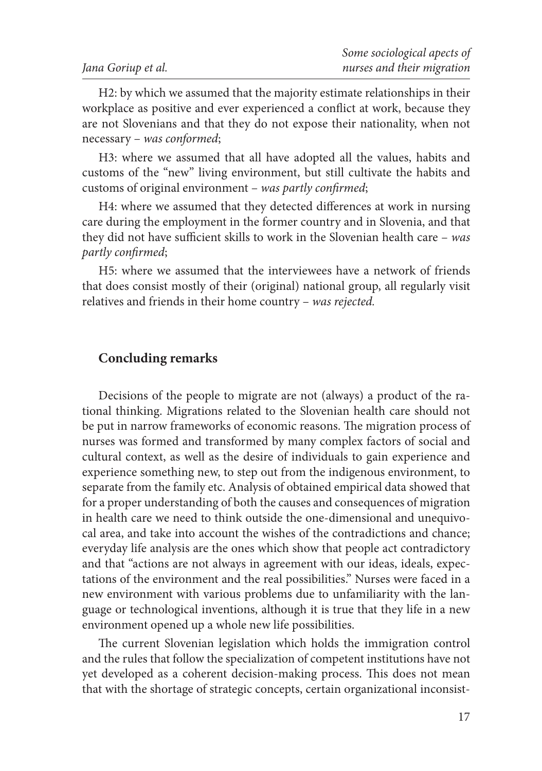H2: by which we assumed that the majority estimate relationships in their workplace as positive and ever experienced a conflict at work, because they are not Slovenians and that they do not expose their nationality, when not necessary – *was conformed*;

H3: where we assumed that all have adopted all the values, habits and customs of the "new" living environment, but still cultivate the habits and customs of original environment – *was partly confirmed*;

H4: where we assumed that they detected differences at work in nursing care during the employment in the former country and in Slovenia, and that they did not have sufficient skills to work in the Slovenian health care – *was partly confirmed*;

H5: where we assumed that the interviewees have a network of friends that does consist mostly of their (original) national group, all regularly visit relatives and friends in their home country – *was rejected.*

## Concluding remarks

Decisions of the people to migrate are not (always) a product of the rational thinking. Migrations related to the Slovenian health care should not be put in narrow frameworks of economic reasons. The migration process of nurses was formed and transformed by many complex factors of social and cultural context, as well as the desire of individuals to gain experience and experience something new, to step out from the indigenous environment, to separate from the family etc. Analysis of obtained empirical data showed that for a proper understanding of both the causes and consequences of migration in health care we need to think outside the one-dimensional and unequivocal area, and take into account the wishes of the contradictions and chance; everyday life analysis are the ones which show that people act contradictory and that "actions are not always in agreement with our ideas, ideals, expectations of the environment and the real possibilities." Nurses were faced in a new environment with various problems due to unfamiliarity with the language or technological inventions, although it is true that they life in a new environment opened up a whole new life possibilities.

The current Slovenian legislation which holds the immigration control and the rules that follow the specialization of competent institutions have not yet developed as a coherent decision-making process. This does not mean that with the shortage of strategic concepts, certain organizational inconsist-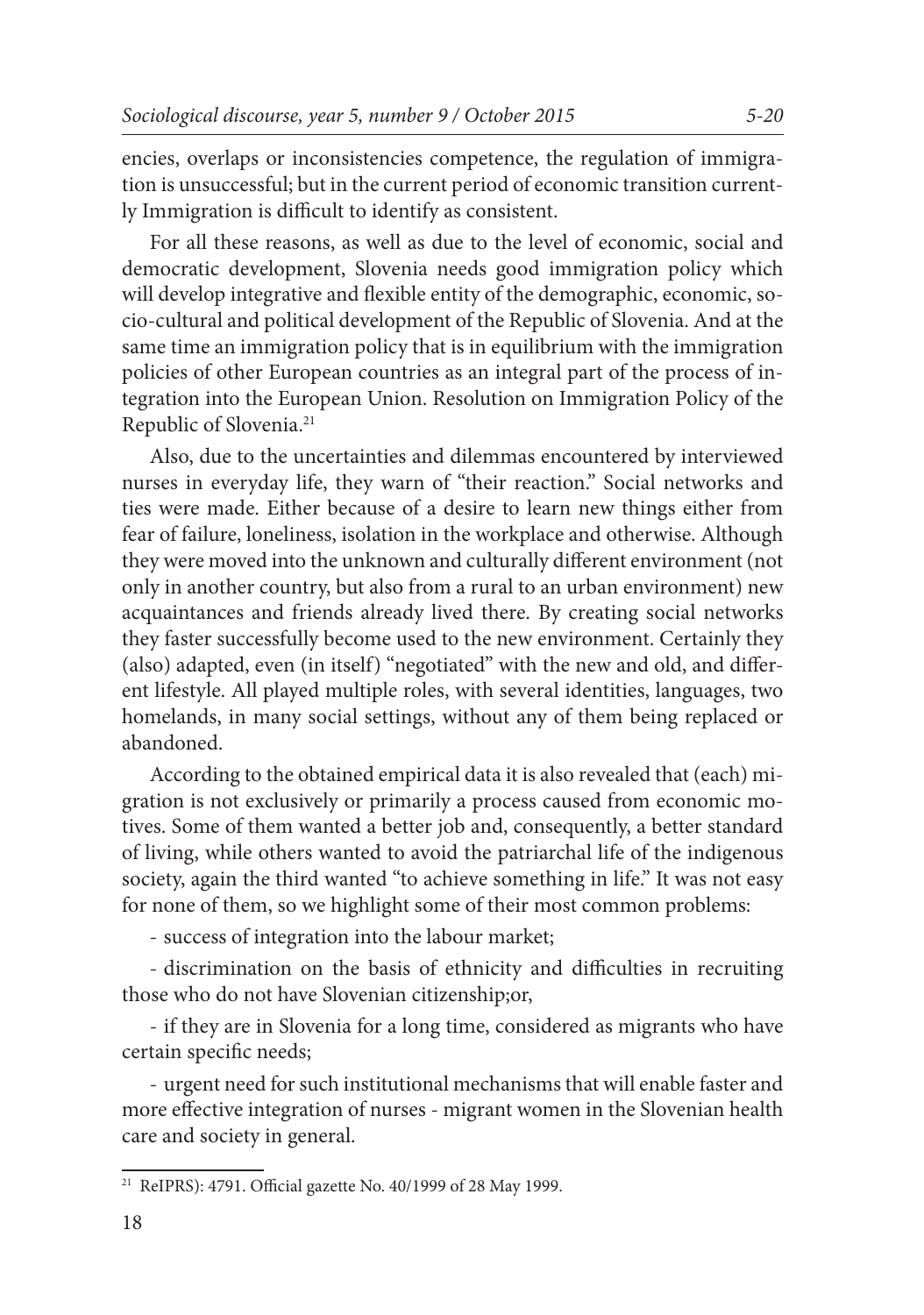encies, overlaps or inconsistencies competence, the regulation of immigration is unsuccessful; but in the current period of economic transition currently Immigration is difficult to identify as consistent.

For all these reasons, as well as due to the level of economic, social and democratic development, Slovenia needs good immigration policy which will develop integrative and flexible entity of the demographic, economic, socio-cultural and political development of the Republic of Slovenia. And at the same time an immigration policy that is in equilibrium with the immigration policies of other European countries as an integral part of the process of integration into the European Union. Resolution on Immigration Policy of the Republic of Slovenia.[21]

Also, due to the uncertainties and dilemmas encountered by interviewed nurses in everyday life, they warn of "their reaction." Social networks and ties were made. Either because of a desire to learn new things either from fear of failure, loneliness, isolation in the workplace and otherwise. Although they were moved into the unknown and culturally different environment (not only in another country, but also from a rural to an urban environment) new acquaintances and friends already lived there. By creating social networks they faster successfully become used to the new environment. Certainly they (also) adapted, even (in itself) "negotiated" with the new and old, and different lifestyle. All played multiple roles, with several identities, languages, two homelands, in many social settings, without any of them being replaced or abandoned.

According to the obtained empirical data it is also revealed that (each) migration is not exclusively or primarily a process caused from economic motives. Some of them wanted a better job and, consequently, a better standard of living, while others wanted to avoid the patriarchal life of the indigenous society, again the third wanted "to achieve something in life." It was not easy for none of them, so we highlight some of their most common problems:

- success of integration into the labour market;

- discrimination on the basis of ethnicity and difficulties in recruiting those who do not have Slovenian citizenship;or,

- if they are in Slovenia for a long time, considered as migrants who have certain specific needs;

- urgent need for such institutional mechanisms that will enable faster and more effective integration of nurses - migrant women in the Slovenian health care and society in general.

[21] ReIPRS): 4791. Official gazette No. 40/1999 of 28 May 1999.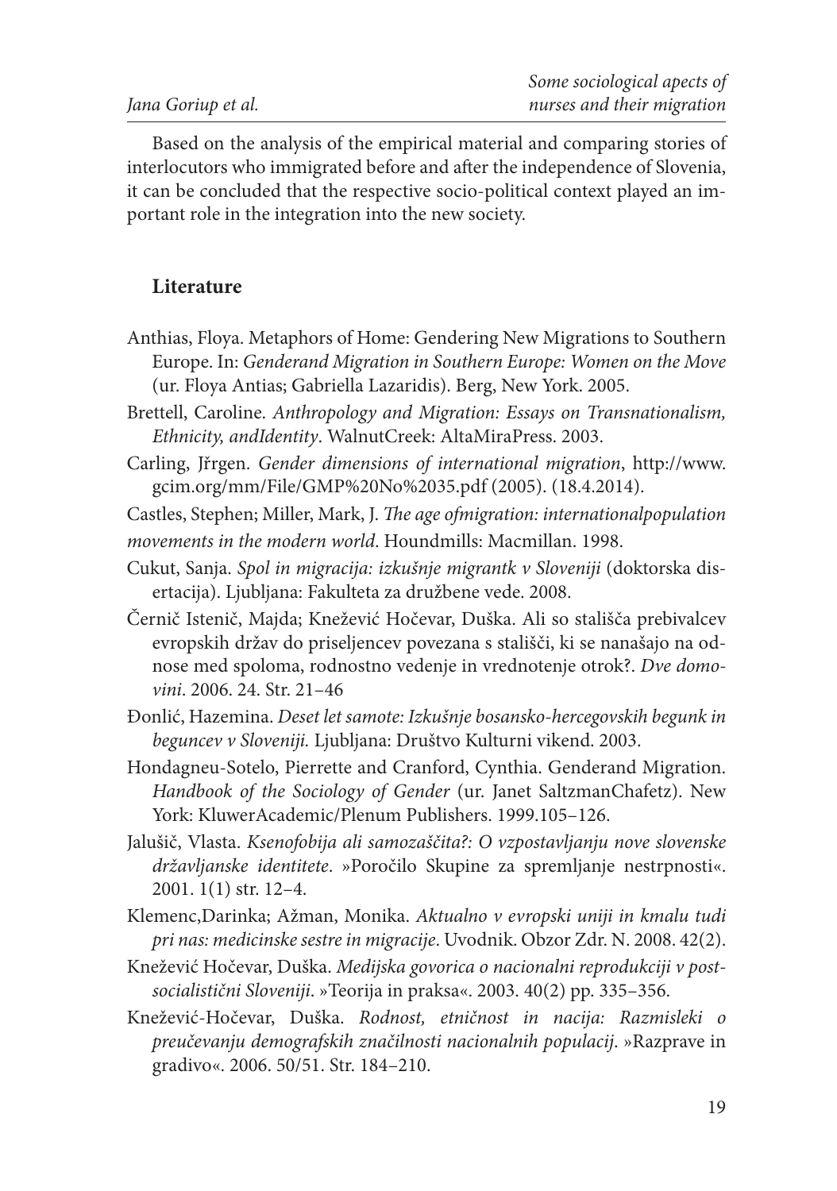Based on the analysis of the empirical material and comparing stories of interlocutors who immigrated before and after the independence of Slovenia, it can be concluded that the respective socio-political context played an important role in the integration into the new society.

## Literature

Anthias, Floya. Metaphors of Home: Gendering New Migrations to Southern Europe. In: *Genderand Migration in Southern Europe: Women on the Move* (ur. Floya Antias; Gabriella Lazaridis). Berg, New York. 2005.

Brettell, Caroline. *Anthropology and Migration: Essays on Transnationalism, Ethnicity, andIdentity*. WalnutCreek: AltaMiraPress. 2003.

Carling, Jřrgen. *Gender dimensions of international migration*, http://www.gcim.org/mm/File/GMP%20No%2035.pdf (2005). (18.4.2014).

Castles, Stephen; Miller, Mark, J. *The age ofmigration: internationalpopulation movements in the modern world*. Houndmills: Macmillan. 1998.

Cukut, Sanja. *Spol in migracija: izkušnje migrantk v Sloveniji* (doktorska disertacija). Ljubljana: Fakulteta za družbene vede. 2008.

Černič Istenič, Majda; Knežević Hočevar, Duška. Ali so stališča prebivalcev evropskih držav do priseljencev povezana s stališči, ki se nanašajo na odnose med spoloma, rodnostno vedenje in vrednotenje otrok?. *Dve domovini*. 2006. 24. Str. 21–46

Đonlić, Hazemina. *Deset let samote: Izkušnje bosansko-hercegovskih begunk in beguncev v Sloveniji.* Ljubljana: Društvo Kulturni vikend. 2003.

Hondagneu-Sotelo, Pierrette and Cranford, Cynthia. Genderand Migration. *Handbook of the Sociology of Gender* (ur. Janet SaltzmanChafetz). New York: KluwerAcademic/Plenum Publishers. 1999.105–126.

Jalušič, Vlasta. *Ksenofobija ali samozaščita?: O vzpostavljanju nove slovenske državljanske identitete*. »Poročilo Skupine za spremljanje nestrpnosti«. 2001. 1(1) str. 12–4.

Klemenc,Darinka; Ažman, Monika. *Aktualno v evropski uniji in kmalu tudi pri nas: medicinske sestre in migracije*. Uvodnik. Obzor Zdr. N. 2008. 42(2).

Knežević Hočevar, Duška. *Medijska govorica o nacionalni reprodukciji v post-socialistični Sloveniji*. »Teorija in praksa«. 2003. 40(2) pp. 335–356.

Knežević-Hočevar, Duška. *Rodnost, etničnost in nacija: Razmisleki o preučevanju demografskih značilnosti nacionalnih populacij.* »Razprave in gradivo«. 2006. 50/51. Str. 184–210.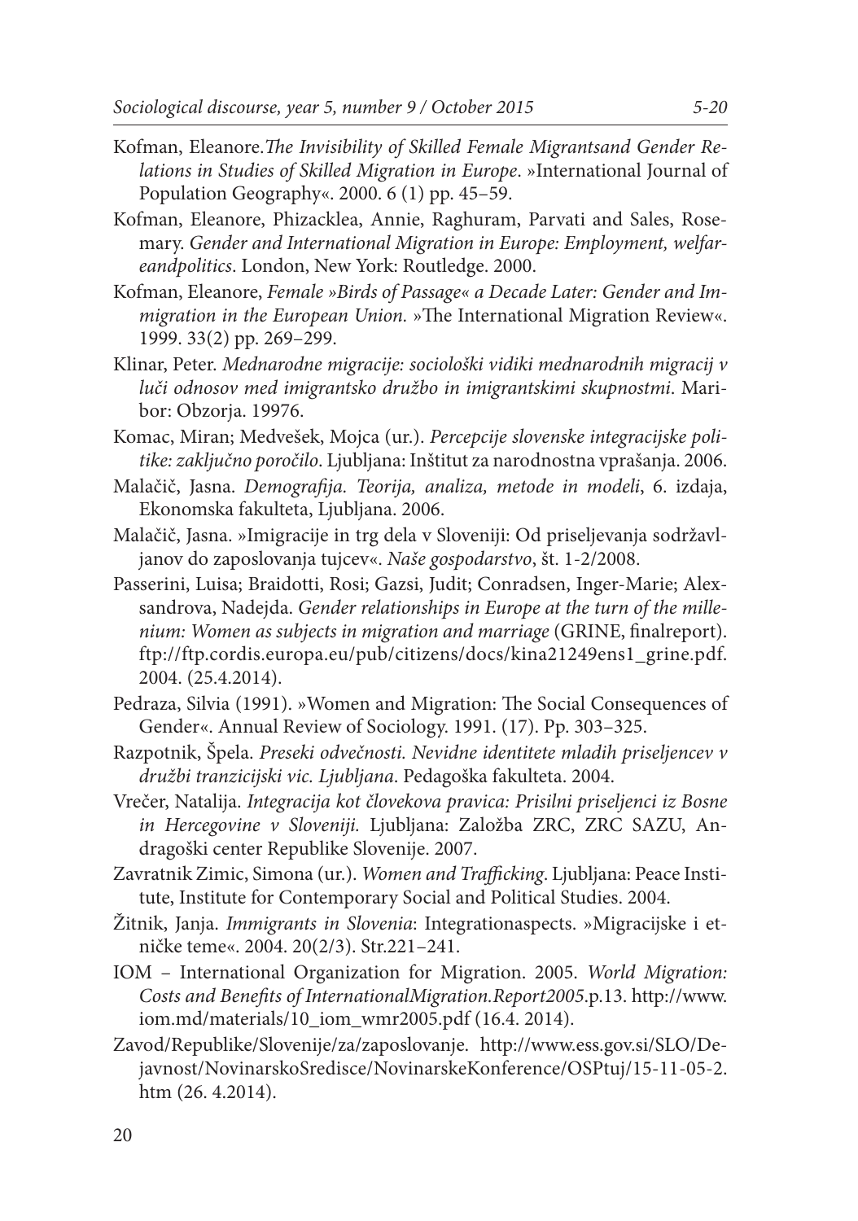Kofman, Eleanore.*The Invisibility of Skilled Female Migrantsand Gender Relations in Studies of Skilled Migration in Europe*. »International Journal of Population Geography«. 2000. 6 (1) pp. 45–59.

Kofman, Eleanore, Phizacklea, Annie, Raghuram, Parvati and Sales, Rosemary. *Gender and International Migration in Europe: Employment, welfareandpolitics*. London, New York: Routledge. 2000.

Kofman, Eleanore, *Female »Birds of Passage« a Decade Later: Gender and Immigration in the European Union.* »The International Migration Review«. 1999. 33(2) pp. 269–299.

Klinar, Peter. *Mednarodne migracije: sociološki vidiki mednarodnih migracij v luči odnosov med imigrantsko družbo in imigrantskimi skupnostmi*. Maribor: Obzorja. 19976.

Komac, Miran; Medvešek, Mojca (ur.). *Percepcije slovenske integracijske politike: zaključno poročilo*. Ljubljana: Inštitut za narodnostna vprašanja. 2006.

Malačič, Jasna. *Demografija. Teorija, analiza, metode in modeli*, 6. izdaja, Ekonomska fakulteta, Ljubljana. 2006.

Malačič, Jasna. »Imigracije in trg dela v Sloveniji: Od priseljevanja sodržavljanov do zaposlovanja tujcev«. *Naše gospodarstvo*, št. 1-2/2008.

Passerini, Luisa; Braidotti, Rosi; Gazsi, Judit; Conradsen, Inger-Marie; Alexsandrova, Nadejda. *Gender relationships in Europe at the turn of the millenium: Women as subjects in migration and marriage* (GRINE, finalreport). ftp://ftp.cordis.europa.eu/pub/citizens/docs/kina21249ens1_grine.pdf. 2004. (25.4.2014).

Pedraza, Silvia (1991). »Women and Migration: The Social Consequences of Gender«. Annual Review of Sociology. 1991. (17). Pp. 303–325.

Razpotnik, Špela. *Preseki odvečnosti. Nevidne identitete mladih priseljencev v družbi tranzicijski vic. Ljubljana*. Pedagoška fakulteta. 2004.

Vrečer, Natalija. *Integracija kot človekova pravica: Prisilni priseljenci iz Bosne in Hercegovine v Sloveniji.* Ljubljana: Založba ZRC, ZRC SAZU, Andragoški center Republike Slovenije. 2007.

Zavratnik Zimic, Simona (ur.). *Women and Trafficking*. Ljubljana: Peace Institute, Institute for Contemporary Social and Political Studies. 2004.

Žitnik, Janja. *Immigrants in Slovenia*: Integrationaspects. »Migracijske i etničke teme«. 2004. 20(2/3). Str.221–241.

IOM – International Organization for Migration. 2005. *World Migration: Costs and Benefits of InternationalMigration.Report2005*.p.13. http://www.iom.md/materials/10_iom_wmr2005.pdf (16.4. 2014).

Zavod/Republike/Slovenije/za/zaposlovanje. http://www.ess.gov.si/SLO/Dejavnost/NovinarskoSredisce/NovinarskeKonference/OSPtuj/15-11-05-2.htm (26. 4.2014).